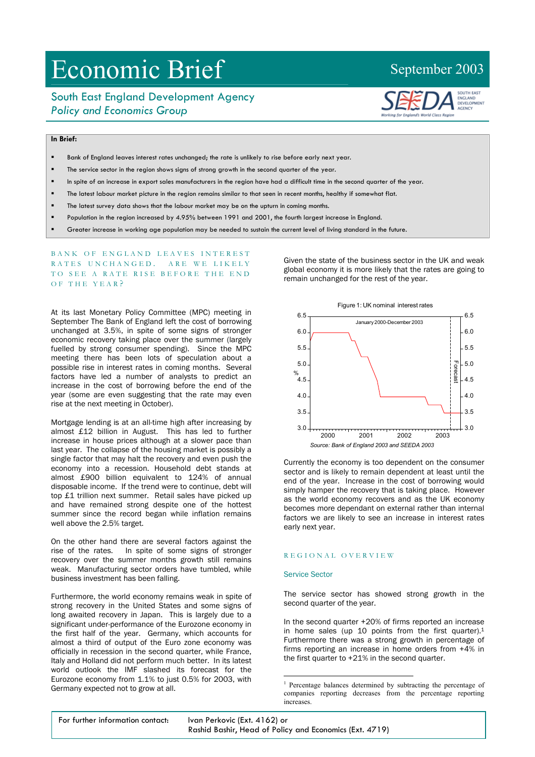# Economic Brief

September 2003

## South East England Development Agency

*Policy and Economics Group*

**In Brief:**

- Bank of England leaves interest rates unchanged; the rate is unlikely to rise before early next year.
- The service sector in the region shows signs of strong growth in the second quarter of the year.
- In spite of an increase in export sales manufacturers in the region have had a difficult time in the second quarter of the year.
- The latest labour market picture in the region remains similar to that seen in recent months, healthy if somewhat flat.
- The latest survey data shows that the labour market may be on the upturn in coming months.
- Population in the region increased by 4.95% between 1991 and 2001, the fourth largest increase in England.
- Greater increase in working age population may be needed to sustain the current level of living standard in the future.

## BANK OF ENGLAND LEAVES INTEREST RATES UNCHANGED. ARE WE LIKELY TO SEE A RATE RISE BEFORE THE END OF THE YEAR?

At its last Monetary Policy Committee (MPC) meeting in September The Bank of England left the cost of borrowing unchanged at 3.5%, in spite of some signs of stronger economic recovery taking place over the summer (largely fuelled by strong consumer spending). Since the MPC meeting there has been lots of speculation about a possible rise in interest rates in coming months. Several factors have led a number of analysts to predict an increase in the cost of borrowing before the end of the year (some are even suggesting that the rate may even rise at the next meeting in October).

Mortgage lending is at an all-time high after increasing by almost £12 billion in August. This has led to further increase in house prices although at a slower pace than last year. The collapse of the housing market is possibly a single factor that may halt the recovery and even push the economy into a recession. Household debt stands at almost £900 billion equivalent to 124% of annual disposable income. If the trend were to continue, debt will top £1 trillion next summer. Retail sales have picked up and have remained strong despite one of the hottest summer since the record began while inflation remains well above the 2.5% target.

On the other hand there are several factors against the rise of the rates. In spite of some signs of stronger recovery over the summer months growth still remains weak. Manufacturing sector orders have tumbled, while business investment has been falling.

Furthermore, the world economy remains weak in spite of strong recovery in the United States and some signs of long awaited recovery in Japan. This is largely due to a significant under-performance of the Eurozone economy in the first half of the year. Germany, which accounts for almost a third of output of the Euro zone economy was officially in recession in the second quarter, while France, Italy and Holland did not perform much better. In its latest world outlook the IMF slashed its forecast for the Eurozone economy from 1.1% to just 0.5% for 2003, with Germany expected not to grow at all.

Given the state of the business sector in the UK and weak global economy it is more likely that the rates are going to remain unchanged for the rest of the year.

Figure 1: UK nominal interest rates

Source: Bank of England 2003 and SEEDA 2003

Currently the economy is too dependent on the consumer sector and is likely to remain dependent at least until the end of the year. Increase in the cost of borrowing would simply hamper the recovery that is taking place. However as the world economy recovers and as the UK economy becomes more dependant on external rather than internal factors we are likely to see an increase in interest rates early next year.

## REGIONAL OVERVIEW

### Service Sector

The service sector has showed strong growth in the second quarter of the year.

In the second quarter +20% of firms reported an increase in home sales (up 10 points from the first quarter).[1] Furthermore there was a strong growth in percentage of firms reporting an increase in home orders from +4% in the first quarter to +21% in the second quarter.

[1] Percentage balances determined by subtracting the percentage of companies reporting decreases from the percentage reporting increases.

For further information contact: Ivan Perkovic (Ext. 4162) or Rashid Bashir, Head of Policy and Economics (Ext. 4719)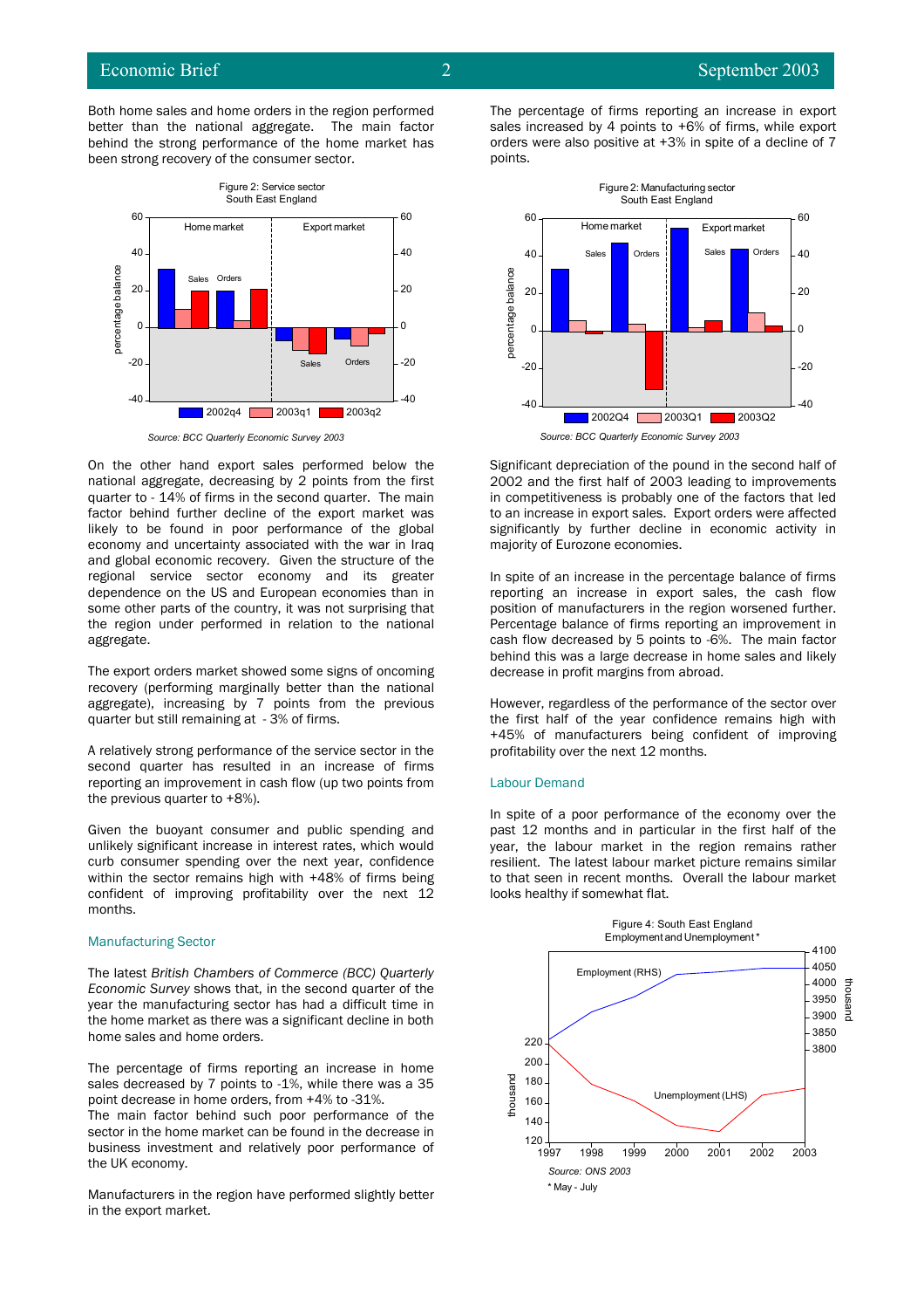Both home sales and home orders in the region performed better than the national aggregate. The main factor behind the strong performance of the home market has been strong recovery of the consumer sector.

Figure 2: Service sector
South East England

Source: BCC Quarterly Economic Survey 2003

On the other hand export sales performed below the national aggregate, decreasing by 2 points from the first quarter to - 14% of firms in the second quarter. The main factor behind further decline of the export market was likely to be found in poor performance of the global economy and uncertainty associated with the war in Iraq and global economic recovery. Given the structure of the regional service sector economy and its greater dependence on the US and European economies than in some other parts of the country, it was not surprising that the region under performed in relation to the national aggregate.

The export orders market showed some signs of oncoming recovery (performing marginally better than the national aggregate), increasing by 7 points from the previous quarter but still remaining at - 3% of firms.

A relatively strong performance of the service sector in the second quarter has resulted in an increase of firms reporting an improvement in cash flow (up two points from the previous quarter to +8%).

Given the buoyant consumer and public spending and unlikely significant increase in interest rates, which would curb consumer spending over the next year, confidence within the sector remains high with +48% of firms being confident of improving profitability over the next 12 months.

## Manufacturing Sector

The latest *British Chambers of Commerce (BCC) Quarterly Economic Survey* shows that, in the second quarter of the year the manufacturing sector has had a difficult time in the home market as there was a significant decline in both home sales and home orders.

The percentage of firms reporting an increase in home sales decreased by 7 points to -1%, while there was a 35 point decrease in home orders, from +4% to -31%.
The main factor behind such poor performance of the sector in the home market can be found in the decrease in business investment and relatively poor performance of the UK economy.

Manufacturers in the region have performed slightly better in the export market.

The percentage of firms reporting an increase in export sales increased by 4 points to +6% of firms, while export orders were also positive at +3% in spite of a decline of 7 points.

Figure 2: Manufacturing sector
South East England

Source: BCC Quarterly Economic Survey 2003

Significant depreciation of the pound in the second half of 2002 and the first half of 2003 leading to improvements in competitiveness is probably one of the factors that led to an increase in export sales. Export orders were affected significantly by further decline in economic activity in majority of Eurozone economies.

In spite of an increase in the percentage balance of firms reporting an increase in export sales, the cash flow position of manufacturers in the region worsened further. Percentage balance of firms reporting an improvement in cash flow decreased by 5 points to -6%. The main factor behind this was a large decrease in home sales and likely decrease in profit margins from abroad.

However, regardless of the performance of the sector over the first half of the year confidence remains high with +45% of manufacturers being confident of improving profitability over the next 12 months.

## Labour Demand

In spite of a poor performance of the economy over the past 12 months and in particular in the first half of the year, the labour market in the region remains rather resilient. The latest labour market picture remains similar to that seen in recent months. Overall the labour market looks healthy if somewhat flat.

Figure 4: South East England
Employment and Unemployment*

Source: ONS 2003
* May - July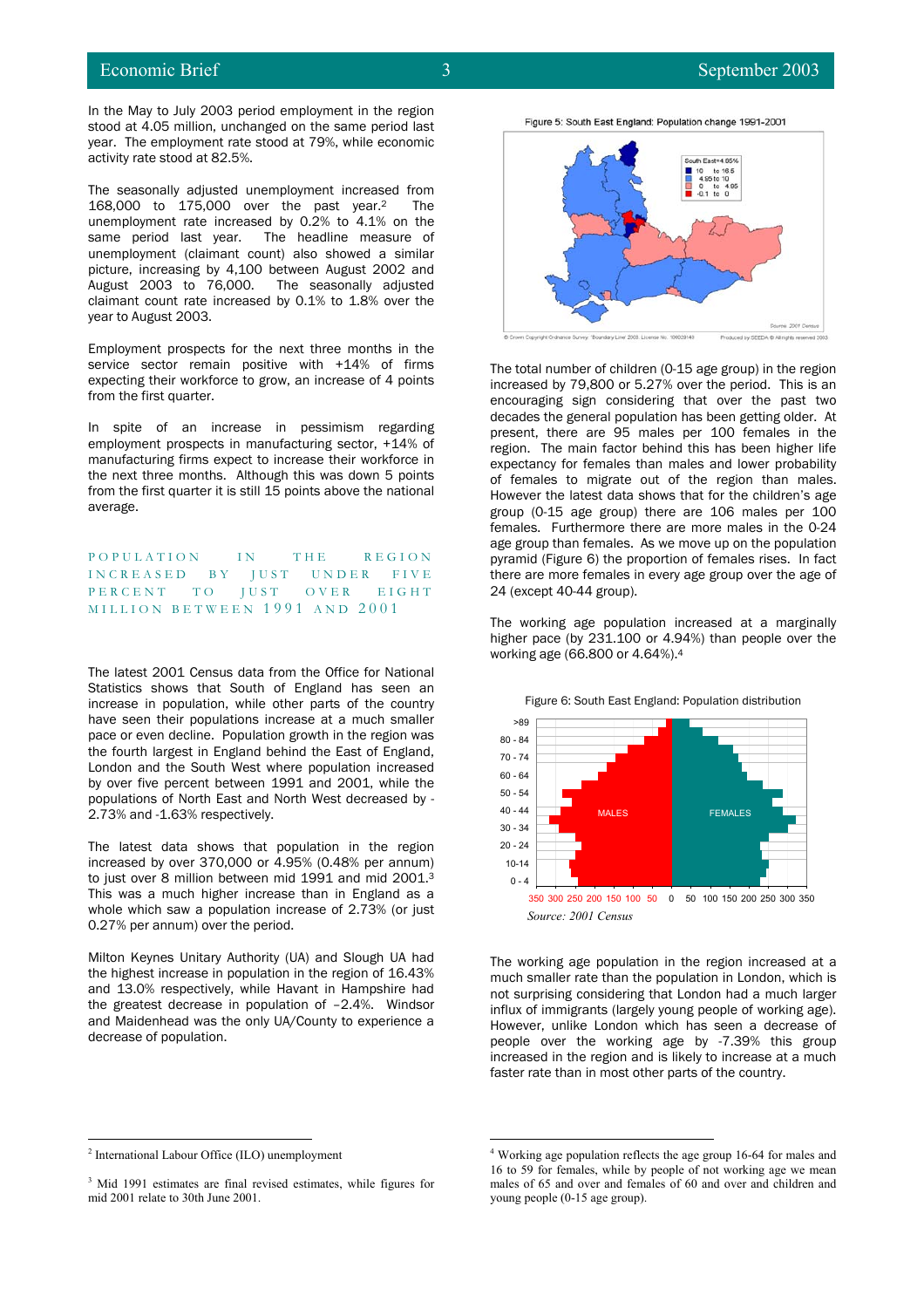In the May to July 2003 period employment in the region stood at 4.05 million, unchanged on the same period last year. The employment rate stood at 79%, while economic activity rate stood at 82.5%.

The seasonally adjusted unemployment increased from 168,000 to 175,000 over the past year.[2] The unemployment rate increased by 0.2% to 4.1% on the same period last year. The headline measure of unemployment (claimant count) also showed a similar picture, increasing by 4,100 between August 2002 and August 2003 to 76,000. The seasonally adjusted claimant count rate increased by 0.1% to 1.8% over the year to August 2003.

Employment prospects for the next three months in the service sector remain positive with +14% of firms expecting their workforce to grow, an increase of 4 points from the first quarter.

In spite of an increase in pessimism regarding employment prospects in manufacturing sector, +14% of manufacturing firms expect to increase their workforce in the next three months. Although this was down 5 points from the first quarter it is still 15 points above the national average.

## POPULATION IN THE REGION INCREASED BY JUST UNDER FIVE PERCENT TO JUST OVER EIGHT MILLION BETWEEN 1991 AND 2001

The latest 2001 Census data from the Office for National Statistics shows that South of England has seen an increase in population, while other parts of the country have seen their populations increase at a much smaller pace or even decline. Population growth in the region was the fourth largest in England behind the East of England, London and the South West where population increased by over five percent between 1991 and 2001, while the populations of North East and North West decreased by -2.73% and -1.63% respectively.

The latest data shows that population in the region increased by over 370,000 or 4.95% (0.48% per annum) to just over 8 million between mid 1991 and mid 2001.[3] This was a much higher increase than in England as a whole which saw a population increase of 2.73% (or just 0.27% per annum) over the period.

Milton Keynes Unitary Authority (UA) and Slough UA had the highest increase in population in the region of 16.43% and 13.0% respectively, while Havant in Hampshire had the greatest decrease in population of –2.4%. Windsor and Maidenhead was the only UA/County to experience a decrease of population.

Figure 5: South East England: Population change 1991-2001

South East=4.95%
- 10 to 16.5
- 4.95 to 10
- 0 to 4.95
- -0.1 to 0

Source: 2001 Census

© Crown Copyright Ordnance Survey 'Boundary Line' 2003 License No. 100029140 Produced by SEEDA © All rights reserved 2003

The total number of children (0-15 age group) in the region increased by 79,800 or 5.27% over the period. This is an encouraging sign considering that over the past two decades the general population has been getting older. At present, there are 95 males per 100 females in the region. The main factor behind this has been higher life expectancy for females than males and lower probability of females to migrate out of the region than males. However the latest data shows that for the children's age group (0-15 age group) there are 106 males per 100 females. Furthermore there are more males in the 0-24 age group than females. As we move up on the population pyramid (Figure 6) the proportion of females rises. In fact there are more females in every age group over the age of 24 (except 40-44 group).

The working age population increased at a marginally higher pace (by 231.100 or 4.94%) than people over the working age (66.800 or 4.64%).[4]

Figure 6: South East England: Population distribution

*Source: 2001 Census*

The working age population in the region increased at a much smaller rate than the population in London, which is not surprising considering that London had a much larger influx of immigrants (largely young people of working age). However, unlike London which has seen a decrease of people over the working age by -7.39% this group increased in the region and is likely to increase at a much faster rate than in most other parts of the country.

---

[2] International Labour Office (ILO) unemployment

[3] Mid 1991 estimates are final revised estimates, while figures for mid 2001 relate to 30th June 2001.

[4] Working age population reflects the age group 16-64 for males and 16 to 59 for females, while by people of not working age we mean males of 65 and over and females of 60 and over and children and young people (0-15 age group).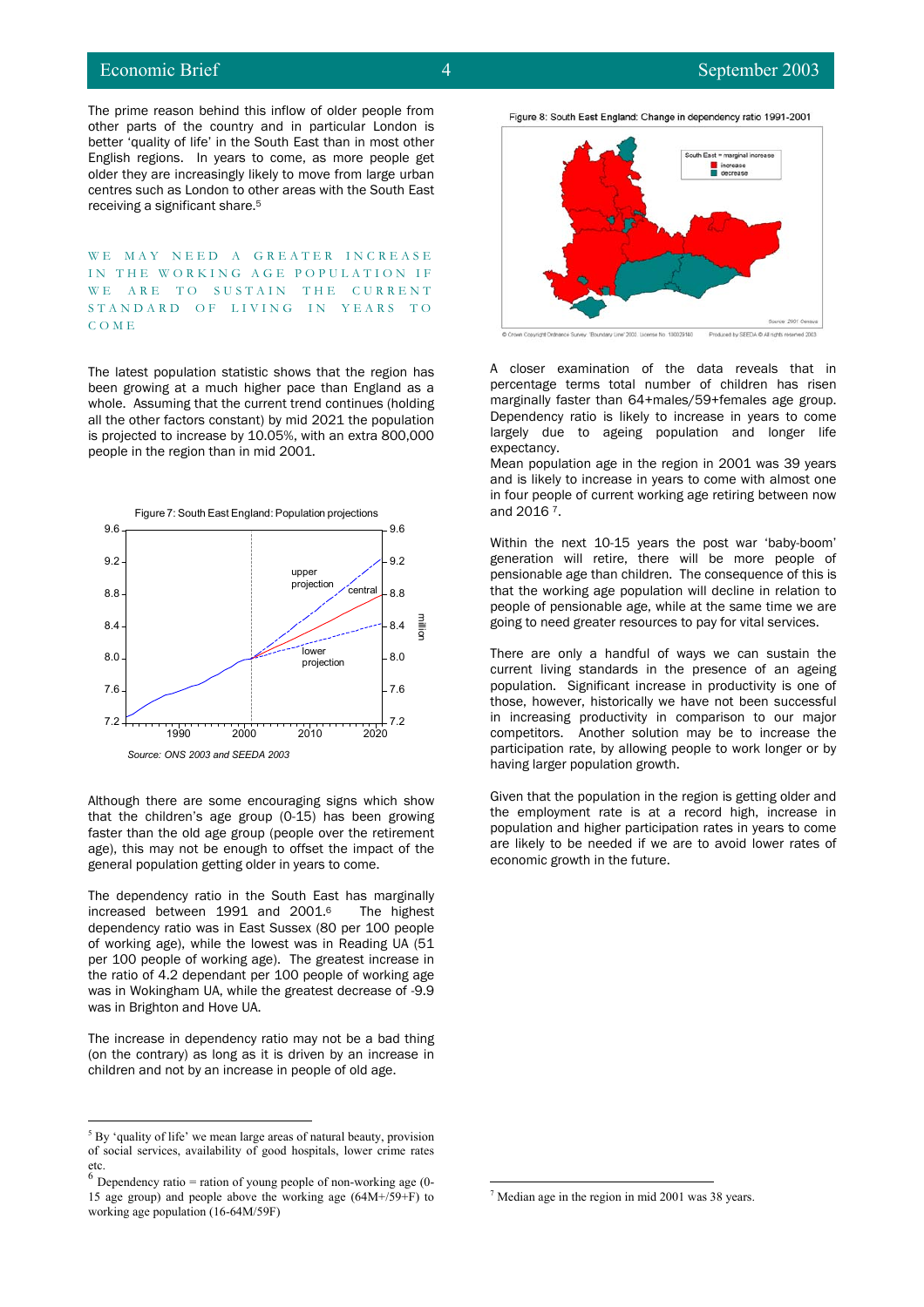The prime reason behind this inflow of older people from other parts of the country and in particular London is better 'quality of life' in the South East than in most other English regions. In years to come, as more people get older they are increasingly likely to move from large urban centres such as London to other areas with the South East receiving a significant share.[5]

WE MAY NEED A GREATER INCREASE IN THE WORKING AGE POPULATION IF WE ARE TO SUSTAIN THE CURRENT STANDARD OF LIVING IN YEARS TO COME

The latest population statistic shows that the region has been growing at a much higher pace than England as a whole. Assuming that the current trend continues (holding all the other factors constant) by mid 2021 the population is projected to increase by 10.05%, with an extra 800,000 people in the region than in mid 2001.

Figure 7: South East England: Population projections

9.6
9.2
8.8
8.4
8.0
7.6
7.2

1990
2000
2010
2020

upper projection
central
lower projection

million

Source: ONS 2003 and SEEDA 2003

Although there are some encouraging signs which show that the children's age group (0-15) has been growing faster than the old age group (people over the retirement age), this may not be enough to offset the impact of the general population getting older in years to come.

The dependency ratio in the South East has marginally increased between 1991 and 2001.[6] The highest dependency ratio was in East Sussex (80 per 100 people of working age), while the lowest was in Reading UA (51 per 100 people of working age). The greatest increase in the ratio of 4.2 dependant per 100 people of working age was in Wokingham UA, while the greatest decrease of -9.9 was in Brighton and Hove UA.

The increase in dependency ratio may not be a bad thing (on the contrary) as long as it is driven by an increase in children and not by an increase in people of old age.

Figure 8: South East England: Change in dependency ratio 1991-2001

South East = marginal increase
increase
decrease

Source: 2001 Census

© Crown Copyright Ordnance Survey 'Boundary Line' 2002. License No. 100029140     Produced by SEEDA © All rights reserved 2003

A closer examination of the data reveals that in percentage terms total number of children has risen marginally faster than 64+males/59+females age group. Dependency ratio is likely to increase in years to come largely due to ageing population and longer life expectancy.

Mean population age in the region in 2001 was 39 years and is likely to increase in years to come with almost one in four people of current working age retiring between now and 2016 [7].

Within the next 10-15 years the post war 'baby-boom' generation will retire, there will be more people of pensionable age than children. The consequence of this is that the working age population will decline in relation to people of pensionable age, while at the same time we are going to need greater resources to pay for vital services.

There are only a handful of ways we can sustain the current living standards in the presence of an ageing population. Significant increase in productivity is one of those, however, historically we have not been successful in increasing productivity in comparison to our major competitors. Another solution may be to increase the participation rate, by allowing people to work longer or by having larger population growth.

Given that the population in the region is getting older and the employment rate is at a record high, increase in population and higher participation rates in years to come are likely to be needed if we are to avoid lower rates of economic growth in the future.

---

[5] By 'quality of life' we mean large areas of natural beauty, provision of social services, availability of good hospitals, lower crime rates etc.

[6] Dependency ratio = ration of young people of non-working age (0-15 age group) and people above the working age (64M+/59+F) to working age population (16-64M/59F)

[7] Median age in the region in mid 2001 was 38 years.